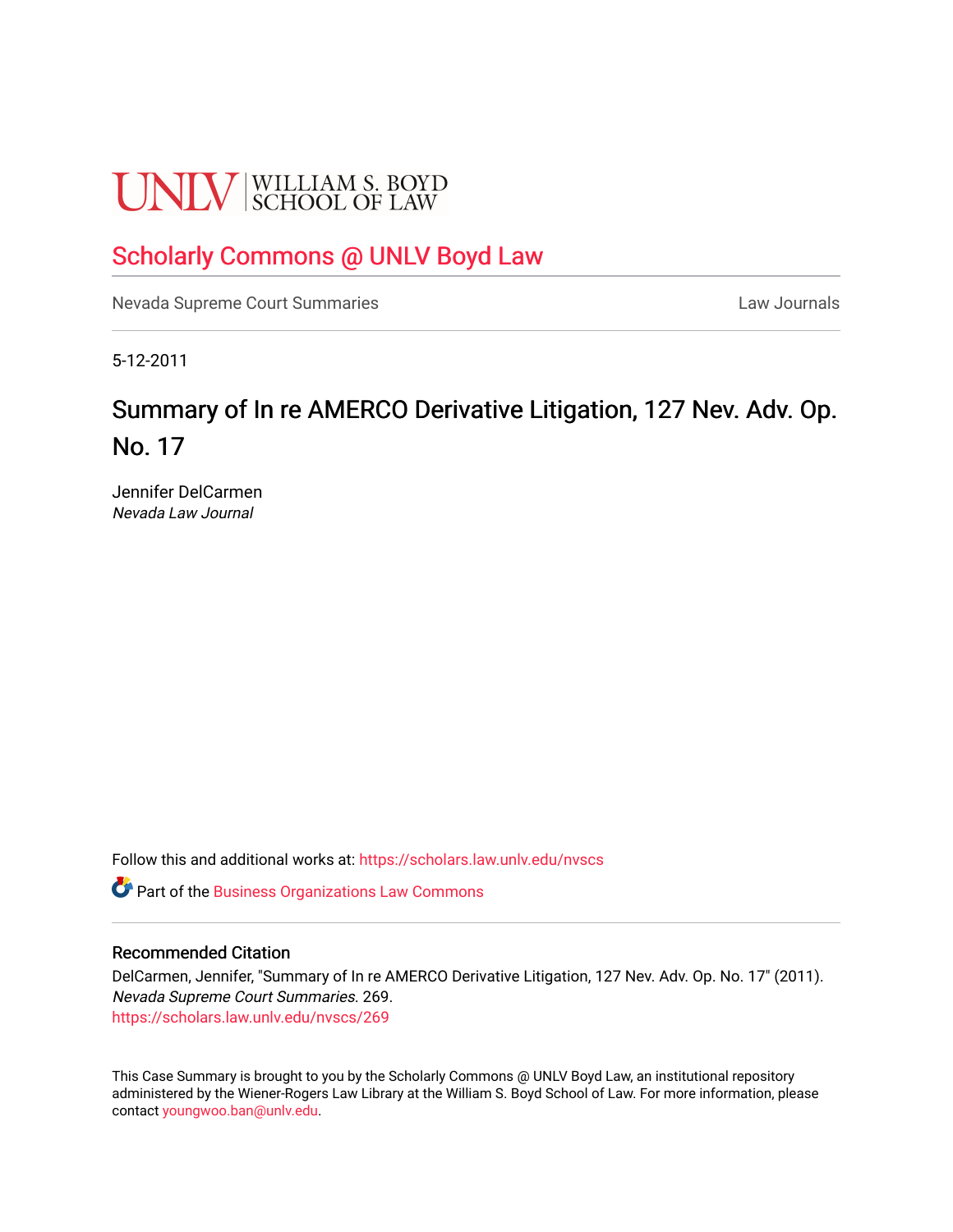UNLV | WILLIAM S. BOYD SCHOOL OF LAW

## Scholarly Commons @ UNLV Boyd Law

Nevada Supreme Court Summaries

Law Journals

5-12-2011

# Summary of In re AMERCO Derivative Litigation, 127 Nev. Adv. Op. No. 17

Jennifer DelCarmen
*Nevada Law Journal*

Follow this and additional works at: https://scholars.law.unlv.edu/nvscs

Part of the Business Organizations Law Commons

### Recommended Citation

DelCarmen, Jennifer, "Summary of In re AMERCO Derivative Litigation, 127 Nev. Adv. Op. No. 17" (2011). *Nevada Supreme Court Summaries*. 269.
https://scholars.law.unlv.edu/nvscs/269

This Case Summary is brought to you by the Scholarly Commons @ UNLV Boyd Law, an institutional repository administered by the Wiener-Rogers Law Library at the William S. Boyd School of Law. For more information, please contact youngwoo.ban@unlv.edu.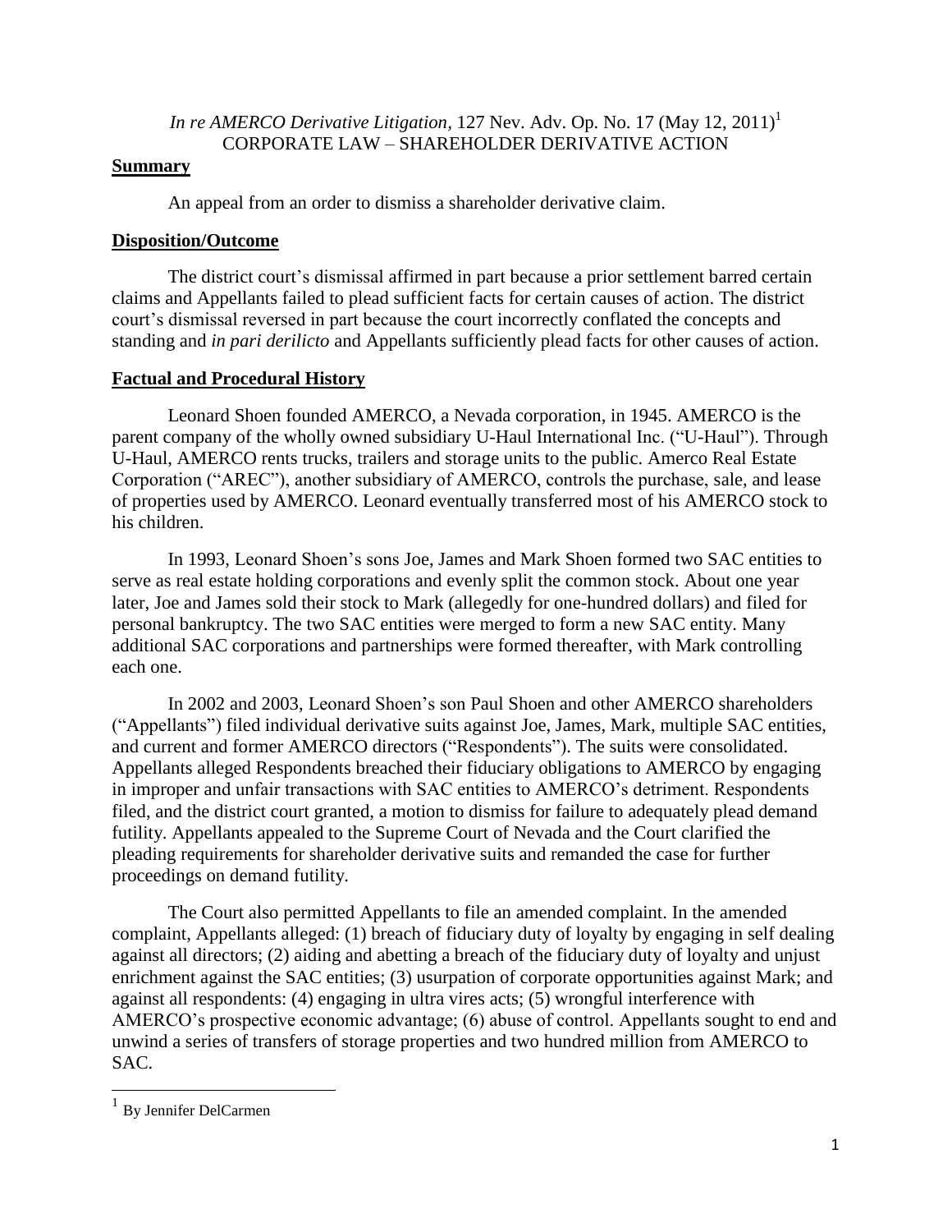*In re AMERCO Derivative Litigation*, 127 Nev. Adv. Op. No. 17 (May 12, 2011)[1]

CORPORATE LAW – SHAREHOLDER DERIVATIVE ACTION

## Summary

An appeal from an order to dismiss a shareholder derivative claim.

## Disposition/Outcome

The district court's dismissal affirmed in part because a prior settlement barred certain claims and Appellants failed to plead sufficient facts for certain causes of action. The district court's dismissal reversed in part because the court incorrectly conflated the concepts and standing and *in pari derilicto* and Appellants sufficiently plead facts for other causes of action.

## Factual and Procedural History

Leonard Shoen founded AMERCO, a Nevada corporation, in 1945. AMERCO is the parent company of the wholly owned subsidiary U-Haul International Inc. ("U-Haul"). Through U-Haul, AMERCO rents trucks, trailers and storage units to the public. Amerco Real Estate Corporation ("AREC"), another subsidiary of AMERCO, controls the purchase, sale, and lease of properties used by AMERCO. Leonard eventually transferred most of his AMERCO stock to his children.

In 1993, Leonard Shoen's sons Joe, James and Mark Shoen formed two SAC entities to serve as real estate holding corporations and evenly split the common stock. About one year later, Joe and James sold their stock to Mark (allegedly for one-hundred dollars) and filed for personal bankruptcy. The two SAC entities were merged to form a new SAC entity. Many additional SAC corporations and partnerships were formed thereafter, with Mark controlling each one.

In 2002 and 2003, Leonard Shoen's son Paul Shoen and other AMERCO shareholders ("Appellants") filed individual derivative suits against Joe, James, Mark, multiple SAC entities, and current and former AMERCO directors ("Respondents"). The suits were consolidated. Appellants alleged Respondents breached their fiduciary obligations to AMERCO by engaging in improper and unfair transactions with SAC entities to AMERCO's detriment. Respondents filed, and the district court granted, a motion to dismiss for failure to adequately plead demand futility. Appellants appealed to the Supreme Court of Nevada and the Court clarified the pleading requirements for shareholder derivative suits and remanded the case for further proceedings on demand futility.

The Court also permitted Appellants to file an amended complaint. In the amended complaint, Appellants alleged: (1) breach of fiduciary duty of loyalty by engaging in self dealing against all directors; (2) aiding and abetting a breach of the fiduciary duty of loyalty and unjust enrichment against the SAC entities; (3) usurpation of corporate opportunities against Mark; and against all respondents: (4) engaging in ultra vires acts; (5) wrongful interference with AMERCO's prospective economic advantage; (6) abuse of control. Appellants sought to end and unwind a series of transfers of storage properties and two hundred million from AMERCO to SAC.

---

[1] By Jennifer DelCarmen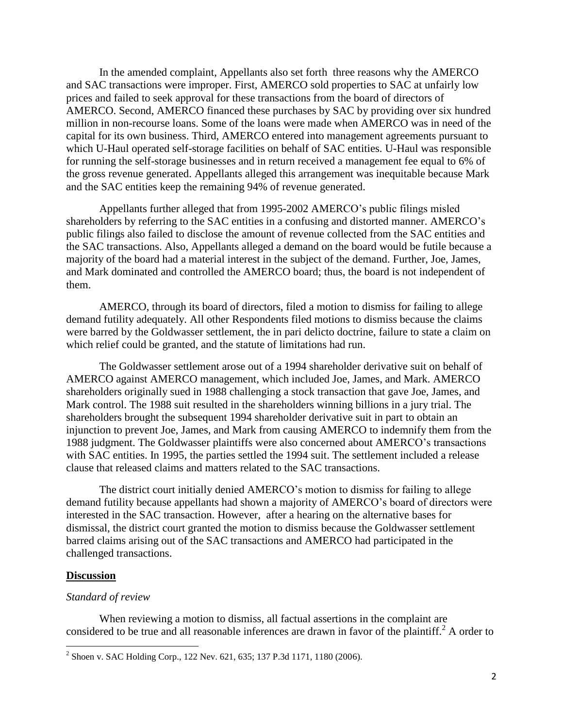In the amended complaint, Appellants also set forth three reasons why the AMERCO and SAC transactions were improper. First, AMERCO sold properties to SAC at unfairly low prices and failed to seek approval for these transactions from the board of directors of AMERCO. Second, AMERCO financed these purchases by SAC by providing over six hundred million in non-recourse loans. Some of the loans were made when AMERCO was in need of the capital for its own business. Third, AMERCO entered into management agreements pursuant to which U-Haul operated self-storage facilities on behalf of SAC entities. U-Haul was responsible for running the self-storage businesses and in return received a management fee equal to 6% of the gross revenue generated. Appellants alleged this arrangement was inequitable because Mark and the SAC entities keep the remaining 94% of revenue generated.

Appellants further alleged that from 1995-2002 AMERCO's public filings misled shareholders by referring to the SAC entities in a confusing and distorted manner. AMERCO's public filings also failed to disclose the amount of revenue collected from the SAC entities and the SAC transactions. Also, Appellants alleged a demand on the board would be futile because a majority of the board had a material interest in the subject of the demand. Further, Joe, James, and Mark dominated and controlled the AMERCO board; thus, the board is not independent of them.

AMERCO, through its board of directors, filed a motion to dismiss for failing to allege demand futility adequately. All other Respondents filed motions to dismiss because the claims were barred by the Goldwasser settlement, the in pari delicto doctrine, failure to state a claim on which relief could be granted, and the statute of limitations had run.

The Goldwasser settlement arose out of a 1994 shareholder derivative suit on behalf of AMERCO against AMERCO management, which included Joe, James, and Mark. AMERCO shareholders originally sued in 1988 challenging a stock transaction that gave Joe, James, and Mark control. The 1988 suit resulted in the shareholders winning billions in a jury trial. The shareholders brought the subsequent 1994 shareholder derivative suit in part to obtain an injunction to prevent Joe, James, and Mark from causing AMERCO to indemnify them from the 1988 judgment. The Goldwasser plaintiffs were also concerned about AMERCO's transactions with SAC entities. In 1995, the parties settled the 1994 suit. The settlement included a release clause that released claims and matters related to the SAC transactions.

The district court initially denied AMERCO's motion to dismiss for failing to allege demand futility because appellants had shown a majority of AMERCO's board of directors were interested in the SAC transaction. However, after a hearing on the alternative bases for dismissal, the district court granted the motion to dismiss because the Goldwasser settlement barred claims arising out of the SAC transactions and AMERCO had participated in the challenged transactions.

## Discussion

### *Standard of review*

When reviewing a motion to dismiss, all factual assertions in the complaint are considered to be true and all reasonable inferences are drawn in favor of the plaintiff.[2] A order to

[2] Shoen v. SAC Holding Corp., 122 Nev. 621, 635; 137 P.3d 1171, 1180 (2006).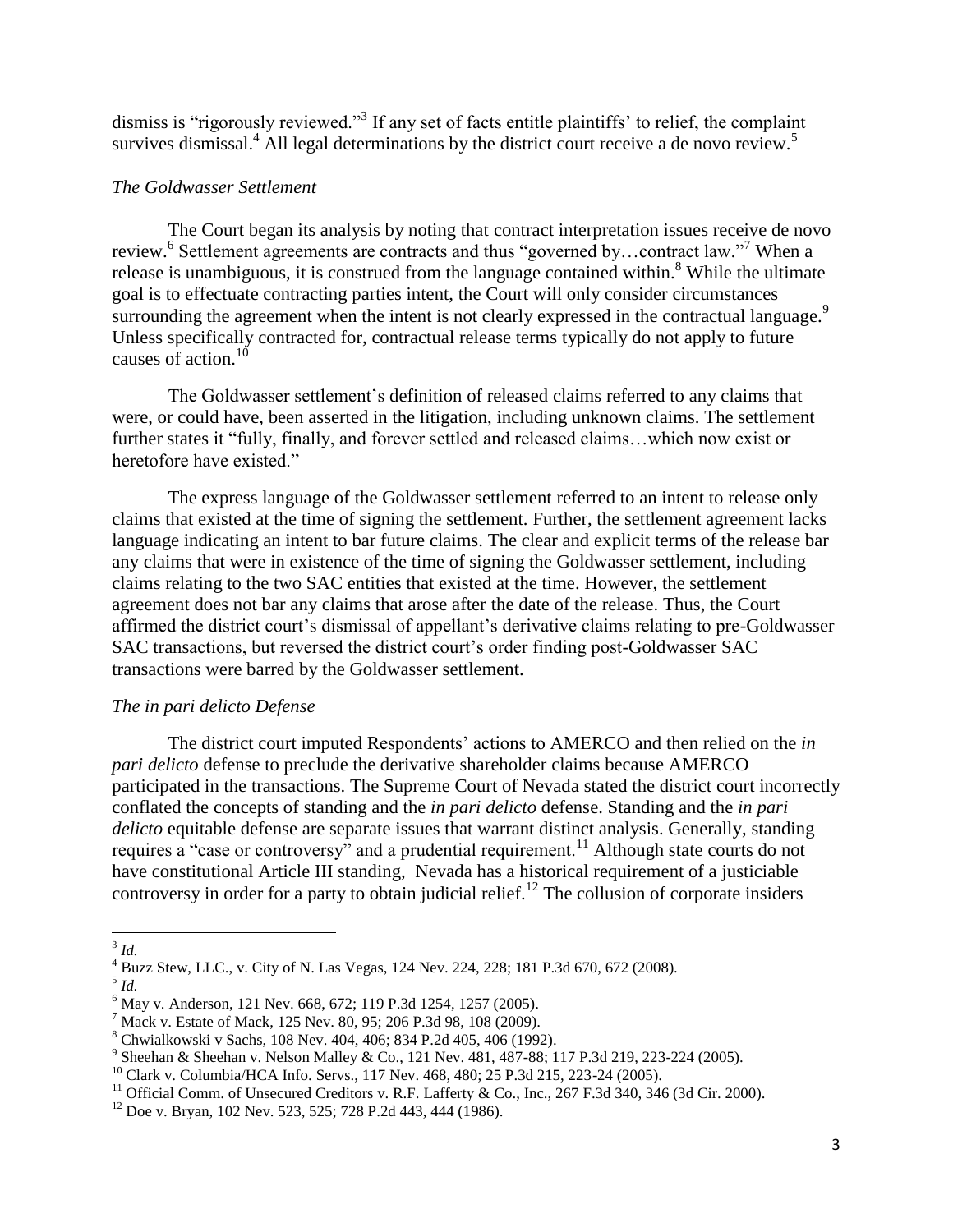dismiss is "rigorously reviewed."[3] If any set of facts entitle plaintiffs' to relief, the complaint survives dismissal.[4] All legal determinations by the district court receive a de novo review.[5]

*The Goldwasser Settlement*

The Court began its analysis by noting that contract interpretation issues receive de novo review.[6] Settlement agreements are contracts and thus "governed by…contract law."[7] When a release is unambiguous, it is construed from the language contained within.[8] While the ultimate goal is to effectuate contracting parties intent, the Court will only consider circumstances surrounding the agreement when the intent is not clearly expressed in the contractual language.[9] Unless specifically contracted for, contractual release terms typically do not apply to future causes of action.[10]

The Goldwasser settlement's definition of released claims referred to any claims that were, or could have, been asserted in the litigation, including unknown claims. The settlement further states it "fully, finally, and forever settled and released claims…which now exist or heretofore have existed."

The express language of the Goldwasser settlement referred to an intent to release only claims that existed at the time of signing the settlement. Further, the settlement agreement lacks language indicating an intent to bar future claims. The clear and explicit terms of the release bar any claims that were in existence of the time of signing the Goldwasser settlement, including claims relating to the two SAC entities that existed at the time. However, the settlement agreement does not bar any claims that arose after the date of the release. Thus, the Court affirmed the district court's dismissal of appellant's derivative claims relating to pre-Goldwasser SAC transactions, but reversed the district court's order finding post-Goldwasser SAC transactions were barred by the Goldwasser settlement.

*The in pari delicto Defense*

The district court imputed Respondents' actions to AMERCO and then relied on the *in pari delicto* defense to preclude the derivative shareholder claims because AMERCO participated in the transactions. The Supreme Court of Nevada stated the district court incorrectly conflated the concepts of standing and the *in pari delicto* defense. Standing and the *in pari delicto* equitable defense are separate issues that warrant distinct analysis. Generally, standing requires a "case or controversy" and a prudential requirement.[11] Although state courts do not have constitutional Article III standing, Nevada has a historical requirement of a justiciable controversy in order for a party to obtain judicial relief.[12] The collusion of corporate insiders

---

[3] *Id.*

[4] Buzz Stew, LLC., v. City of N. Las Vegas, 124 Nev. 224, 228; 181 P.3d 670, 672 (2008).

[5] *Id.*

[6] May v. Anderson, 121 Nev. 668, 672; 119 P.3d 1254, 1257 (2005).

[7] Mack v. Estate of Mack, 125 Nev. 80, 95; 206 P.3d 98, 108 (2009).

[8] Chwialkowski v Sachs, 108 Nev. 404, 406; 834 P.2d 405, 406 (1992).

[9] Sheehan & Sheehan v. Nelson Malley & Co., 121 Nev. 481, 487-88; 117 P.3d 219, 223-224 (2005).

[10] Clark v. Columbia/HCA Info. Servs., 117 Nev. 468, 480; 25 P.3d 215, 223-24 (2005).

[11] Official Comm. of Unsecured Creditors v. R.F. Lafferty & Co., Inc., 267 F.3d 340, 346 (3d Cir. 2000).

[12] Doe v. Bryan, 102 Nev. 523, 525; 728 P.2d 443, 444 (1986).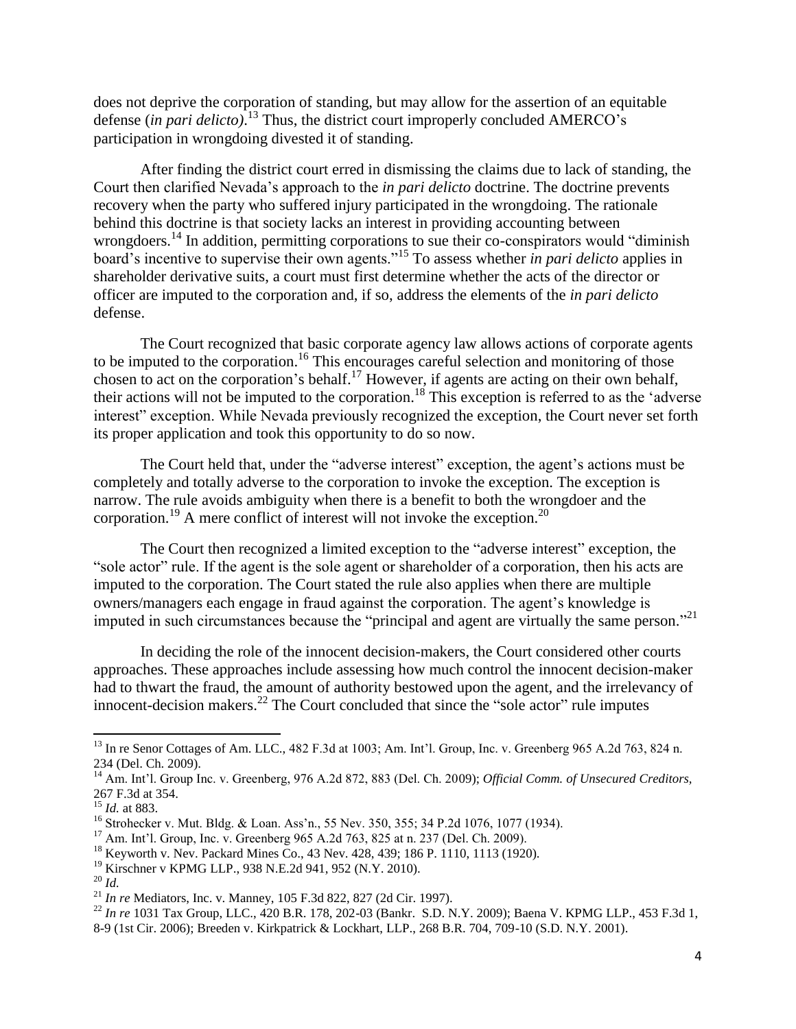does not deprive the corporation of standing, but may allow for the assertion of an equitable defense (*in pari delicto)*.[13] Thus, the district court improperly concluded AMERCO's participation in wrongdoing divested it of standing.

After finding the district court erred in dismissing the claims due to lack of standing, the Court then clarified Nevada's approach to the *in pari delicto* doctrine. The doctrine prevents recovery when the party who suffered injury participated in the wrongdoing. The rationale behind this doctrine is that society lacks an interest in providing accounting between wrongdoers.[14] In addition, permitting corporations to sue their co-conspirators would "diminish board's incentive to supervise their own agents."[15] To assess whether *in pari delicto* applies in shareholder derivative suits, a court must first determine whether the acts of the director or officer are imputed to the corporation and, if so, address the elements of the *in pari delicto* defense.

The Court recognized that basic corporate agency law allows actions of corporate agents to be imputed to the corporation.[16] This encourages careful selection and monitoring of those chosen to act on the corporation's behalf.[17] However, if agents are acting on their own behalf, their actions will not be imputed to the corporation.[18] This exception is referred to as the 'adverse interest" exception. While Nevada previously recognized the exception, the Court never set forth its proper application and took this opportunity to do so now.

The Court held that, under the "adverse interest" exception, the agent's actions must be completely and totally adverse to the corporation to invoke the exception. The exception is narrow. The rule avoids ambiguity when there is a benefit to both the wrongdoer and the corporation.[19] A mere conflict of interest will not invoke the exception.[20]

The Court then recognized a limited exception to the "adverse interest" exception, the "sole actor" rule. If the agent is the sole agent or shareholder of a corporation, then his acts are imputed to the corporation. The Court stated the rule also applies when there are multiple owners/managers each engage in fraud against the corporation. The agent's knowledge is imputed in such circumstances because the "principal and agent are virtually the same person."[21]

In deciding the role of the innocent decision-makers, the Court considered other courts approaches. These approaches include assessing how much control the innocent decision-maker had to thwart the fraud, the amount of authority bestowed upon the agent, and the irrelevancy of innocent-decision makers.[22] The Court concluded that since the "sole actor" rule imputes

---

[13] In re Senor Cottages of Am. LLC., 482 F.3d at 1003; Am. Int'l. Group, Inc. v. Greenberg 965 A.2d 763, 824 n. 234 (Del. Ch. 2009).

[14] Am. Int'l. Group Inc. v. Greenberg, 976 A.2d 872, 883 (Del. Ch. 2009); *Official Comm. of Unsecured Creditors,* 267 F.3d at 354.

[15] *Id.* at 883.

[16] Strohecker v. Mut. Bldg. & Loan. Ass'n., 55 Nev. 350, 355; 34 P.2d 1076, 1077 (1934).

[17] Am. Int'l. Group, Inc. v. Greenberg 965 A.2d 763, 825 at n. 237 (Del. Ch. 2009).

[18] Keyworth v. Nev. Packard Mines Co., 43 Nev. 428, 439; 186 P. 1110, 1113 (1920).

[19] Kirschner v KPMG LLP., 938 N.E.2d 941, 952 (N.Y. 2010).

[20] *Id.*

[21] *In re* Mediators, Inc. v. Manney, 105 F.3d 822, 827 (2d Cir. 1997).

[22] *In re* 1031 Tax Group, LLC., 420 B.R. 178, 202-03 (Bankr. S.D. N.Y. 2009); Baena V. KPMG LLP., 453 F.3d 1, 8-9 (1st Cir. 2006); Breeden v. Kirkpatrick & Lockhart, LLP., 268 B.R. 704, 709-10 (S.D. N.Y. 2001).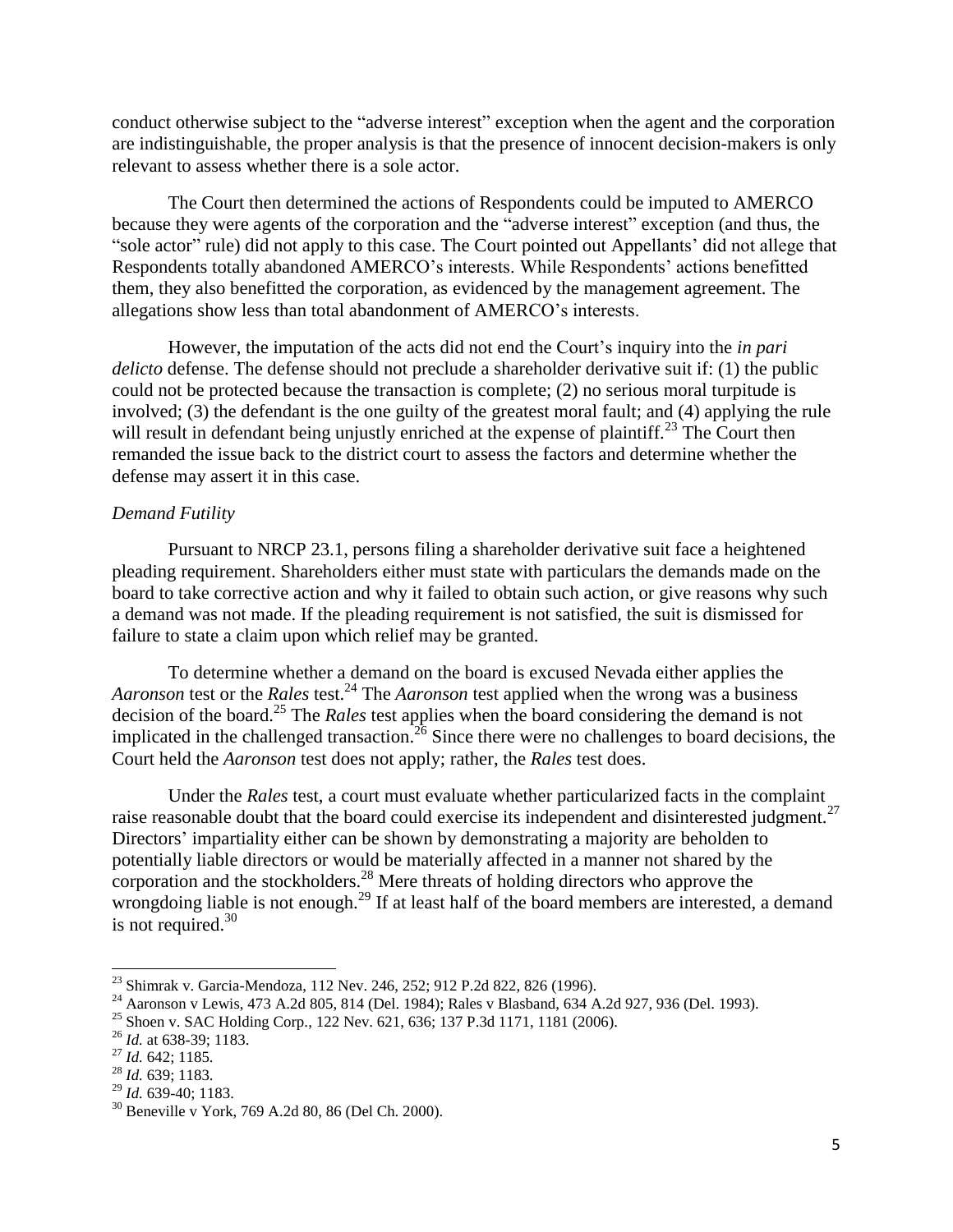conduct otherwise subject to the "adverse interest" exception when the agent and the corporation are indistinguishable, the proper analysis is that the presence of innocent decision-makers is only relevant to assess whether there is a sole actor.

The Court then determined the actions of Respondents could be imputed to AMERCO because they were agents of the corporation and the "adverse interest" exception (and thus, the "sole actor" rule) did not apply to this case. The Court pointed out Appellants' did not allege that Respondents totally abandoned AMERCO's interests. While Respondents' actions benefitted them, they also benefitted the corporation, as evidenced by the management agreement. The allegations show less than total abandonment of AMERCO's interests.

However, the imputation of the acts did not end the Court's inquiry into the *in pari delicto* defense. The defense should not preclude a shareholder derivative suit if: (1) the public could not be protected because the transaction is complete; (2) no serious moral turpitude is involved; (3) the defendant is the one guilty of the greatest moral fault; and (4) applying the rule will result in defendant being unjustly enriched at the expense of plaintiff.[23] The Court then remanded the issue back to the district court to assess the factors and determine whether the defense may assert it in this case.

*Demand Futility*

Pursuant to NRCP 23.1, persons filing a shareholder derivative suit face a heightened pleading requirement. Shareholders either must state with particulars the demands made on the board to take corrective action and why it failed to obtain such action, or give reasons why such a demand was not made. If the pleading requirement is not satisfied, the suit is dismissed for failure to state a claim upon which relief may be granted.

To determine whether a demand on the board is excused Nevada either applies the *Aaronson* test or the *Rales* test.[24] The *Aaronson* test applied when the wrong was a business decision of the board.[25] The *Rales* test applies when the board considering the demand is not implicated in the challenged transaction.[26] Since there were no challenges to board decisions, the Court held the *Aaronson* test does not apply; rather, the *Rales* test does.

Under the *Rales* test, a court must evaluate whether particularized facts in the complaint raise reasonable doubt that the board could exercise its independent and disinterested judgment.[27] Directors' impartiality either can be shown by demonstrating a majority are beholden to potentially liable directors or would be materially affected in a manner not shared by the corporation and the stockholders.[28] Mere threats of holding directors who approve the wrongdoing liable is not enough.[29] If at least half of the board members are interested, a demand is not required.[30]

---

[23] Shimrak v. Garcia-Mendoza, 112 Nev. 246, 252; 912 P.2d 822, 826 (1996).

[24] Aaronson v Lewis, 473 A.2d 805, 814 (Del. 1984); Rales v Blasband, 634 A.2d 927, 936 (Del. 1993).

[25] Shoen v. SAC Holding Corp., 122 Nev. 621, 636; 137 P.3d 1171, 1181 (2006).

[26] *Id.* at 638-39; 1183.

[27] *Id.* 642; 1185.

[28] *Id.* 639; 1183.

[29] *Id.* 639-40; 1183.

[30] Beneville v York, 769 A.2d 80, 86 (Del Ch. 2000).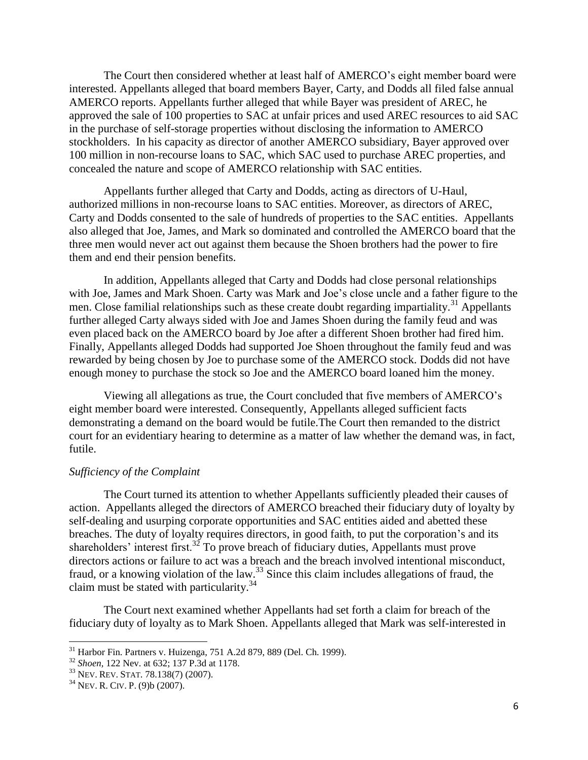The Court then considered whether at least half of AMERCO's eight member board were interested. Appellants alleged that board members Bayer, Carty, and Dodds all filed false annual AMERCO reports. Appellants further alleged that while Bayer was president of AREC, he approved the sale of 100 properties to SAC at unfair prices and used AREC resources to aid SAC in the purchase of self-storage properties without disclosing the information to AMERCO stockholders. In his capacity as director of another AMERCO subsidiary, Bayer approved over 100 million in non-recourse loans to SAC, which SAC used to purchase AREC properties, and concealed the nature and scope of AMERCO relationship with SAC entities.

Appellants further alleged that Carty and Dodds, acting as directors of U-Haul, authorized millions in non-recourse loans to SAC entities. Moreover, as directors of AREC, Carty and Dodds consented to the sale of hundreds of properties to the SAC entities. Appellants also alleged that Joe, James, and Mark so dominated and controlled the AMERCO board that the three men would never act out against them because the Shoen brothers had the power to fire them and end their pension benefits.

In addition, Appellants alleged that Carty and Dodds had close personal relationships with Joe, James and Mark Shoen. Carty was Mark and Joe's close uncle and a father figure to the men. Close familial relationships such as these create doubt regarding impartiality.[31] Appellants further alleged Carty always sided with Joe and James Shoen during the family feud and was even placed back on the AMERCO board by Joe after a different Shoen brother had fired him. Finally, Appellants alleged Dodds had supported Joe Shoen throughout the family feud and was rewarded by being chosen by Joe to purchase some of the AMERCO stock. Dodds did not have enough money to purchase the stock so Joe and the AMERCO board loaned him the money.

Viewing all allegations as true, the Court concluded that five members of AMERCO's eight member board were interested. Consequently, Appellants alleged sufficient facts demonstrating a demand on the board would be futile.The Court then remanded to the district court for an evidentiary hearing to determine as a matter of law whether the demand was, in fact, futile.

### *Sufficiency of the Complaint*

The Court turned its attention to whether Appellants sufficiently pleaded their causes of action. Appellants alleged the directors of AMERCO breached their fiduciary duty of loyalty by self-dealing and usurping corporate opportunities and SAC entities aided and abetted these breaches. The duty of loyalty requires directors, in good faith, to put the corporation's and its shareholders' interest first.[32] To prove breach of fiduciary duties, Appellants must prove directors actions or failure to act was a breach and the breach involved intentional misconduct, fraud, or a knowing violation of the law.[33] Since this claim includes allegations of fraud, the claim must be stated with particularity.[34]

The Court next examined whether Appellants had set forth a claim for breach of the fiduciary duty of loyalty as to Mark Shoen. Appellants alleged that Mark was self-interested in

---

[31] Harbor Fin. Partners v. Huizenga, 751 A.2d 879, 889 (Del. Ch. 1999).

[32] *Shoen*, 122 Nev. at 632; 137 P.3d at 1178.

[33] NEV. REV. STAT. 78.138(7) (2007).

[34] NEV. R. CIV. P. (9)b (2007).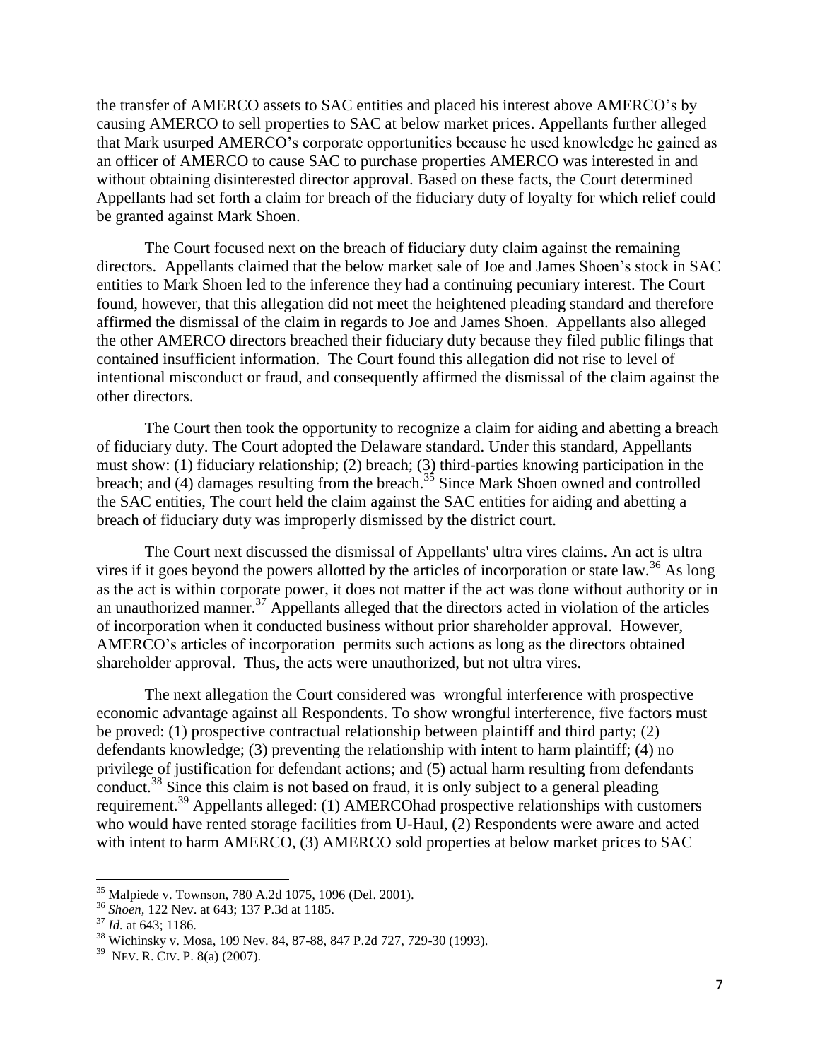the transfer of AMERCO assets to SAC entities and placed his interest above AMERCO's by causing AMERCO to sell properties to SAC at below market prices. Appellants further alleged that Mark usurped AMERCO's corporate opportunities because he used knowledge he gained as an officer of AMERCO to cause SAC to purchase properties AMERCO was interested in and without obtaining disinterested director approval. Based on these facts, the Court determined Appellants had set forth a claim for breach of the fiduciary duty of loyalty for which relief could be granted against Mark Shoen.

The Court focused next on the breach of fiduciary duty claim against the remaining directors. Appellants claimed that the below market sale of Joe and James Shoen's stock in SAC entities to Mark Shoen led to the inference they had a continuing pecuniary interest. The Court found, however, that this allegation did not meet the heightened pleading standard and therefore affirmed the dismissal of the claim in regards to Joe and James Shoen. Appellants also alleged the other AMERCO directors breached their fiduciary duty because they filed public filings that contained insufficient information. The Court found this allegation did not rise to level of intentional misconduct or fraud, and consequently affirmed the dismissal of the claim against the other directors.

The Court then took the opportunity to recognize a claim for aiding and abetting a breach of fiduciary duty. The Court adopted the Delaware standard. Under this standard, Appellants must show: (1) fiduciary relationship; (2) breach; (3) third-parties knowing participation in the breach; and (4) damages resulting from the breach.[35] Since Mark Shoen owned and controlled the SAC entities, The court held the claim against the SAC entities for aiding and abetting a breach of fiduciary duty was improperly dismissed by the district court.

The Court next discussed the dismissal of Appellants' ultra vires claims. An act is ultra vires if it goes beyond the powers allotted by the articles of incorporation or state law.[36] As long as the act is within corporate power, it does not matter if the act was done without authority or in an unauthorized manner.[37] Appellants alleged that the directors acted in violation of the articles of incorporation when it conducted business without prior shareholder approval. However, AMERCO's articles of incorporation permits such actions as long as the directors obtained shareholder approval. Thus, the acts were unauthorized, but not ultra vires.

The next allegation the Court considered was wrongful interference with prospective economic advantage against all Respondents. To show wrongful interference, five factors must be proved: (1) prospective contractual relationship between plaintiff and third party; (2) defendants knowledge; (3) preventing the relationship with intent to harm plaintiff; (4) no privilege of justification for defendant actions; and (5) actual harm resulting from defendants conduct.[38] Since this claim is not based on fraud, it is only subject to a general pleading requirement.[39] Appellants alleged: (1) AMERCOhad prospective relationships with customers who would have rented storage facilities from U-Haul, (2) Respondents were aware and acted with intent to harm AMERCO, (3) AMERCO sold properties at below market prices to SAC

---

[35] Malpiede v. Townson, 780 A.2d 1075, 1096 (Del. 2001).

[36] *Shoen,* 122 Nev. at 643; 137 P.3d at 1185.

[37] *Id.* at 643; 1186.

[38] Wichinsky v. Mosa, 109 Nev. 84, 87-88, 847 P.2d 727, 729-30 (1993).

[39] NEV. R. CIV. P. 8(a) (2007).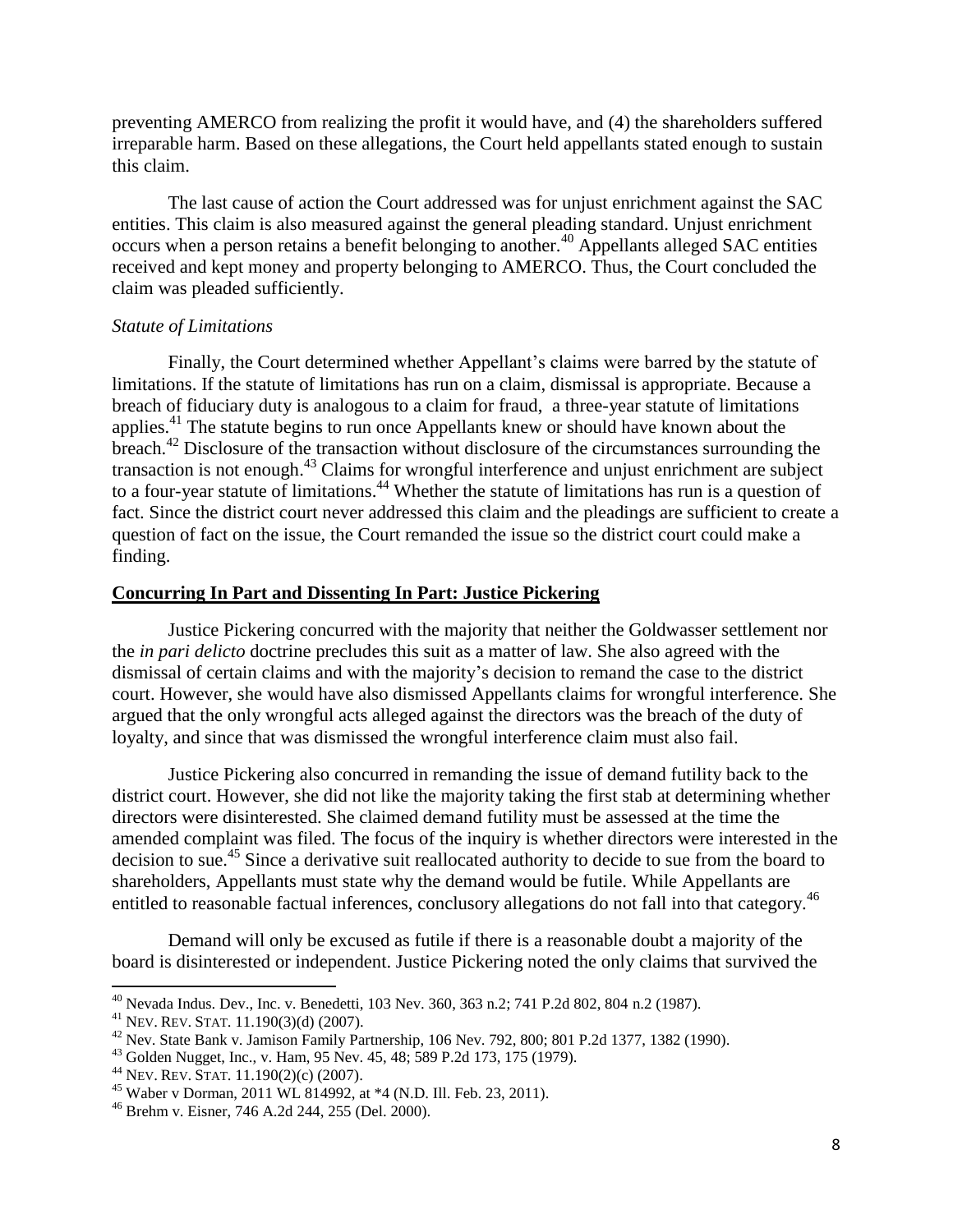preventing AMERCO from realizing the profit it would have, and (4) the shareholders suffered irreparable harm. Based on these allegations, the Court held appellants stated enough to sustain this claim.

The last cause of action the Court addressed was for unjust enrichment against the SAC entities. This claim is also measured against the general pleading standard. Unjust enrichment occurs when a person retains a benefit belonging to another.[40] Appellants alleged SAC entities received and kept money and property belonging to AMERCO. Thus, the Court concluded the claim was pleaded sufficiently.

*Statute of Limitations*

Finally, the Court determined whether Appellant's claims were barred by the statute of limitations. If the statute of limitations has run on a claim, dismissal is appropriate. Because a breach of fiduciary duty is analogous to a claim for fraud, a three-year statute of limitations applies.[41] The statute begins to run once Appellants knew or should have known about the breach.[42] Disclosure of the transaction without disclosure of the circumstances surrounding the transaction is not enough.[43] Claims for wrongful interference and unjust enrichment are subject to a four-year statute of limitations.[44] Whether the statute of limitations has run is a question of fact. Since the district court never addressed this claim and the pleadings are sufficient to create a question of fact on the issue, the Court remanded the issue so the district court could make a finding.

**Concurring In Part and Dissenting In Part: Justice Pickering**

Justice Pickering concurred with the majority that neither the Goldwasser settlement nor the *in pari delicto* doctrine precludes this suit as a matter of law. She also agreed with the dismissal of certain claims and with the majority's decision to remand the case to the district court. However, she would have also dismissed Appellants claims for wrongful interference. She argued that the only wrongful acts alleged against the directors was the breach of the duty of loyalty, and since that was dismissed the wrongful interference claim must also fail.

Justice Pickering also concurred in remanding the issue of demand futility back to the district court. However, she did not like the majority taking the first stab at determining whether directors were disinterested. She claimed demand futility must be assessed at the time the amended complaint was filed. The focus of the inquiry is whether directors were interested in the decision to sue.[45] Since a derivative suit reallocated authority to decide to sue from the board to shareholders, Appellants must state why the demand would be futile. While Appellants are entitled to reasonable factual inferences, conclusory allegations do not fall into that category.[46]

Demand will only be excused as futile if there is a reasonable doubt a majority of the board is disinterested or independent. Justice Pickering noted the only claims that survived the

---

[40] Nevada Indus. Dev., Inc. v. Benedetti, 103 Nev. 360, 363 n.2; 741 P.2d 802, 804 n.2 (1987).

[41] NEV. REV. STAT. 11.190(3)(d) (2007).

[42] Nev. State Bank v. Jamison Family Partnership, 106 Nev. 792, 800; 801 P.2d 1377, 1382 (1990).

[43] Golden Nugget, Inc., v. Ham, 95 Nev. 45, 48; 589 P.2d 173, 175 (1979).

[44] NEV. REV. STAT. 11.190(2)(c) (2007).

[45] Waber v Dorman, 2011 WL 814992, at *4 (N.D. Ill. Feb. 23, 2011).

[46] Brehm v. Eisner, 746 A.2d 244, 255 (Del. 2000).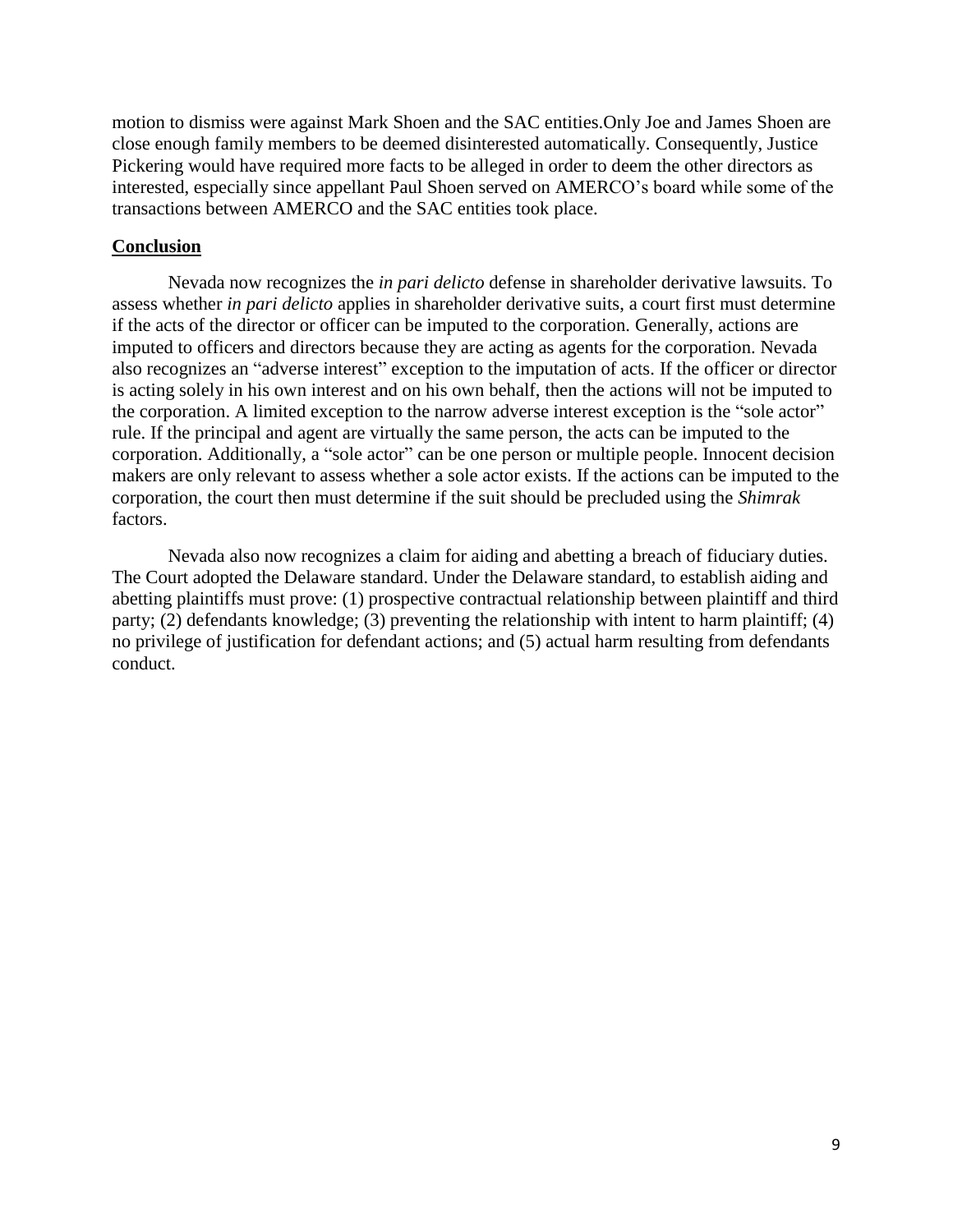motion to dismiss were against Mark Shoen and the SAC entities.Only Joe and James Shoen are close enough family members to be deemed disinterested automatically. Consequently, Justice Pickering would have required more facts to be alleged in order to deem the other directors as interested, especially since appellant Paul Shoen served on AMERCO's board while some of the transactions between AMERCO and the SAC entities took place.

## **Conclusion**

Nevada now recognizes the *in pari delicto* defense in shareholder derivative lawsuits. To assess whether *in pari delicto* applies in shareholder derivative suits, a court first must determine if the acts of the director or officer can be imputed to the corporation. Generally, actions are imputed to officers and directors because they are acting as agents for the corporation. Nevada also recognizes an "adverse interest" exception to the imputation of acts. If the officer or director is acting solely in his own interest and on his own behalf, then the actions will not be imputed to the corporation. A limited exception to the narrow adverse interest exception is the "sole actor" rule. If the principal and agent are virtually the same person, the acts can be imputed to the corporation. Additionally, a "sole actor" can be one person or multiple people. Innocent decision makers are only relevant to assess whether a sole actor exists. If the actions can be imputed to the corporation, the court then must determine if the suit should be precluded using the *Shimrak* factors.

Nevada also now recognizes a claim for aiding and abetting a breach of fiduciary duties. The Court adopted the Delaware standard. Under the Delaware standard, to establish aiding and abetting plaintiffs must prove: (1) prospective contractual relationship between plaintiff and third party; (2) defendants knowledge; (3) preventing the relationship with intent to harm plaintiff; (4) no privilege of justification for defendant actions; and (5) actual harm resulting from defendants conduct.